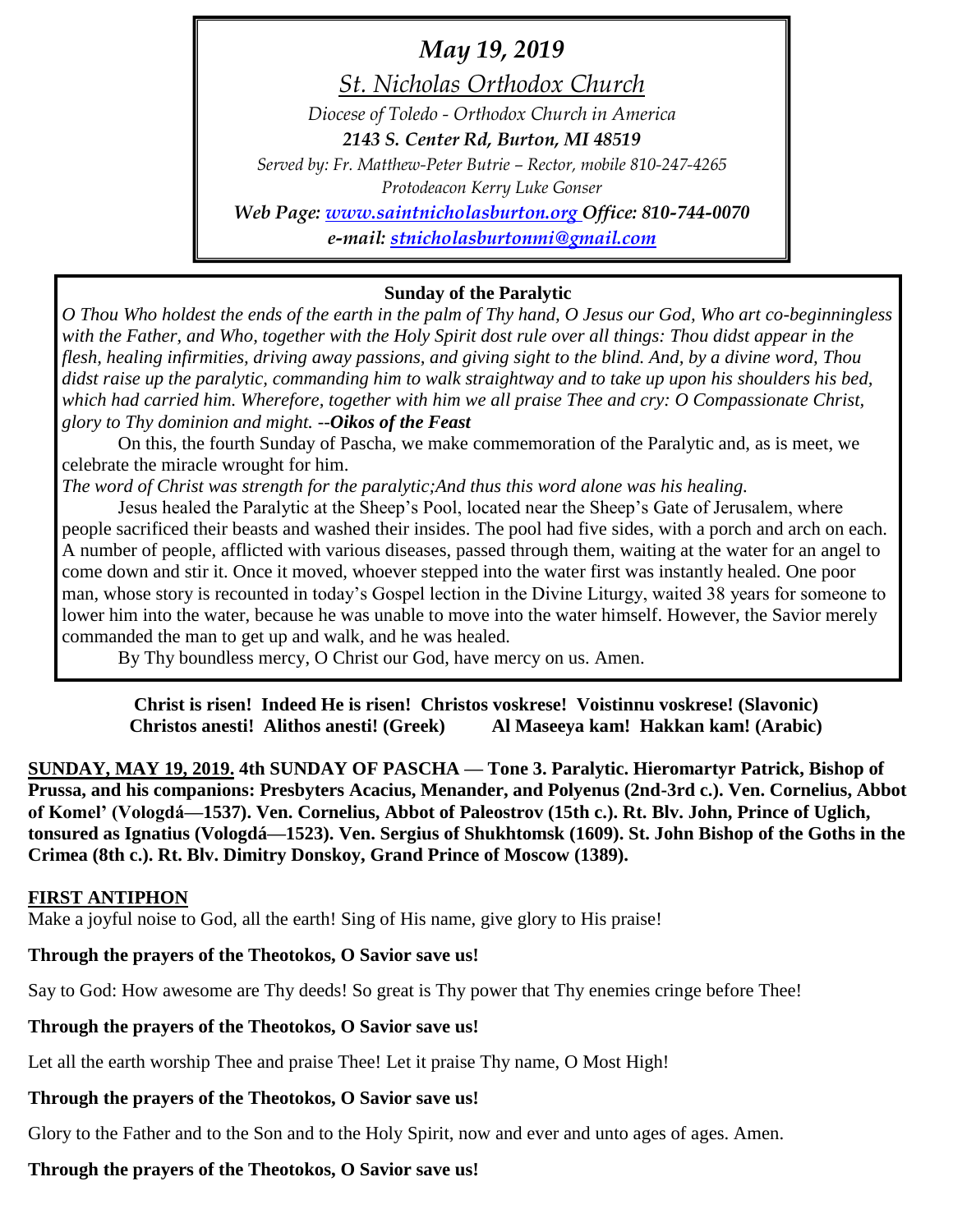*May 19, 2019*

*St. Nicholas Orthodox Church*

*Diocese of Toledo - Orthodox Church in America*

***2143 S. Center Rd, Burton, MI 48519***

*Served by: Fr. Matthew-Peter Butrie – Rector, mobile 810-247-4265*

*Protodeacon Kerry Luke Gonser*

***Web Page: [www.saintnicholasburton.org](http://www.saintnicholasburton.org) Office: 810-744-0070***

***e-mail: [stnicholasburtonmi@gmail.com](mailto:stnicholasburtonmi@gmail.com)***

**Sunday of the Paralytic**

*O Thou Who holdest the ends of the earth in the palm of Thy hand, O Jesus our God, Who art co-beginningless with the Father, and Who, together with the Holy Spirit dost rule over all things: Thou didst appear in the flesh, healing infirmities, driving away passions, and giving sight to the blind. And, by a divine word, Thou didst raise up the paralytic, commanding him to walk straightway and to take up upon his shoulders his bed, which had carried him. Wherefore, together with him we all praise Thee and cry: O Compassionate Christ, glory to Thy dominion and might. --**Oikos of the Feast***

On this, the fourth Sunday of Pascha, we make commemoration of the Paralytic and, as is meet, we celebrate the miracle wrought for him.

*The word of Christ was strength for the paralytic;And thus this word alone was his healing.*

Jesus healed the Paralytic at the Sheep's Pool, located near the Sheep's Gate of Jerusalem, where people sacrificed their beasts and washed their insides. The pool had five sides, with a porch and arch on each. A number of people, afflicted with various diseases, passed through them, waiting at the water for an angel to come down and stir it. Once it moved, whoever stepped into the water first was instantly healed. One poor man, whose story is recounted in today's Gospel lection in the Divine Liturgy, waited 38 years for someone to lower him into the water, because he was unable to move into the water himself. However, the Savior merely commanded the man to get up and walk, and he was healed.

By Thy boundless mercy, O Christ our God, have mercy on us. Amen.

**Christ is risen! Indeed He is risen! Christos voskrese! Voistinnu voskrese! (Slavonic)**
**Christos anesti! Alithos anesti! (Greek) Al Maseeya kam! Hakkan kam! (Arabic)**

**SUNDAY, MAY 19, 2019. 4th SUNDAY OF PASCHA — Tone 3. Paralytic. Hieromartyr Patrick, Bishop of Prussa, and his companions: Presbyters Acacius, Menander, and Polyenus (2nd-3rd c.). Ven. Cornelius, Abbot of Komel' (Vologdá—1537). Ven. Cornelius, Abbot of Paleostrov (15th c.). Rt. Blv. John, Prince of Uglich, tonsured as Ignatius (Vologdá—1523). Ven. Sergius of Shukhtomsk (1609). St. John Bishop of the Goths in the Crimea (8th c.). Rt. Blv. Dimitry Donskoy, Grand Prince of Moscow (1389).**

**FIRST ANTIPHON**

Make a joyful noise to God, all the earth! Sing of His name, give glory to His praise!

**Through the prayers of the Theotokos, O Savior save us!**

Say to God: How awesome are Thy deeds! So great is Thy power that Thy enemies cringe before Thee!

**Through the prayers of the Theotokos, O Savior save us!**

Let all the earth worship Thee and praise Thee! Let it praise Thy name, O Most High!

**Through the prayers of the Theotokos, O Savior save us!**

Glory to the Father and to the Son and to the Holy Spirit, now and ever and unto ages of ages. Amen.

**Through the prayers of the Theotokos, O Savior save us!**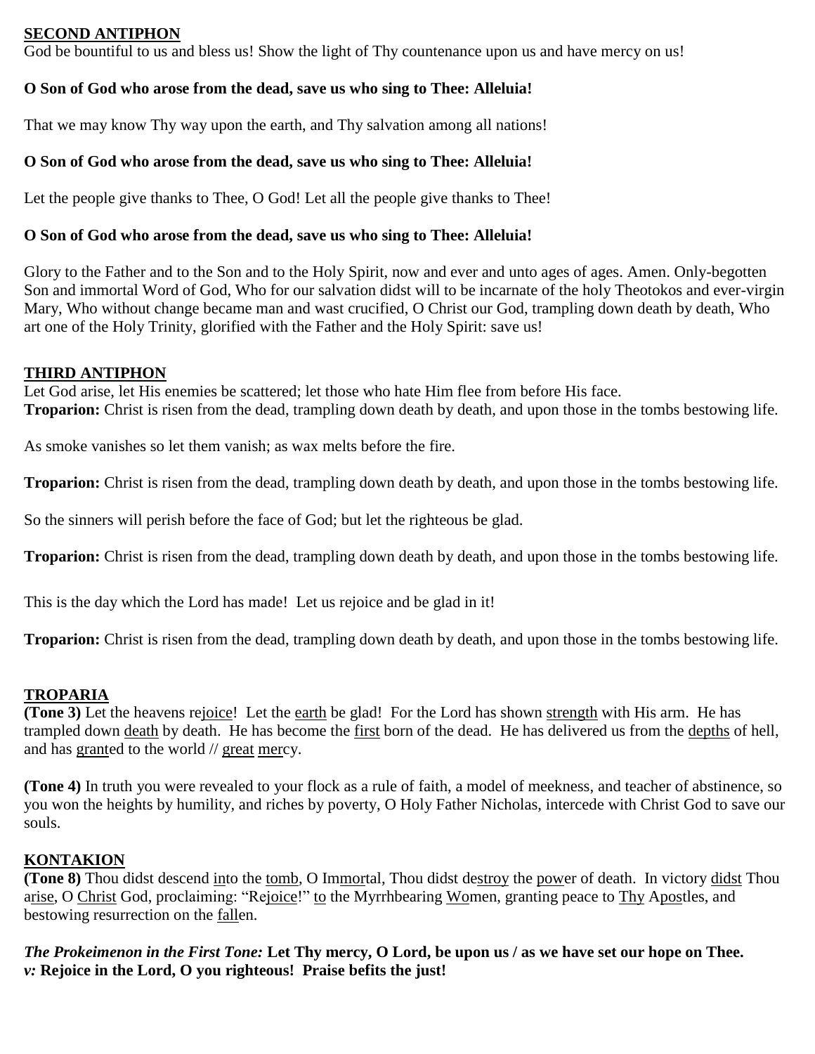## SECOND ANTIPHON

God be bountiful to us and bless us! Show the light of Thy countenance upon us and have mercy on us!

**O Son of God who arose from the dead, save us who sing to Thee: Alleluia!**

That we may know Thy way upon the earth, and Thy salvation among all nations!

**O Son of God who arose from the dead, save us who sing to Thee: Alleluia!**

Let the people give thanks to Thee, O God! Let all the people give thanks to Thee!

**O Son of God who arose from the dead, save us who sing to Thee: Alleluia!**

Glory to the Father and to the Son and to the Holy Spirit, now and ever and unto ages of ages. Amen. Only-begotten Son and immortal Word of God, Who for our salvation didst will to be incarnate of the holy Theotokos and ever-virgin Mary, Who without change became man and wast crucified, O Christ our God, trampling down death by death, Who art one of the Holy Trinity, glorified with the Father and the Holy Spirit: save us!

## THIRD ANTIPHON

Let God arise, let His enemies be scattered; let those who hate Him flee from before His face.
**Troparion:** Christ is risen from the dead, trampling down death by death, and upon those in the tombs bestowing life.

As smoke vanishes so let them vanish; as wax melts before the fire.

**Troparion:** Christ is risen from the dead, trampling down death by death, and upon those in the tombs bestowing life.

So the sinners will perish before the face of God; but let the righteous be glad.

**Troparion:** Christ is risen from the dead, trampling down death by death, and upon those in the tombs bestowing life.

This is the day which the Lord has made! Let us rejoice and be glad in it!

**Troparion:** Christ is risen from the dead, trampling down death by death, and upon those in the tombs bestowing life.

## TROPARIA

**(Tone 3)** Let the heavens rejoice! Let the earth be glad! For the Lord has shown strength with His arm. He has trampled down death by death. He has become the first born of the dead. He has delivered us from the depths of hell, and has granted to the world // great mercy.

**(Tone 4)** In truth you were revealed to your flock as a rule of faith, a model of meekness, and teacher of abstinence, so you won the heights by humility, and riches by poverty, O Holy Father Nicholas, intercede with Christ God to save our souls.

## KONTAKION

**(Tone 8)** Thou didst descend into the tomb, O Immortal, Thou didst destroy the power of death. In victory didst Thou arise, O Christ God, proclaiming: "Rejoice!" to the Myrrhbearing Women, granting peace to Thy Apostles, and bestowing resurrection on the fallen.

***The Prokeimenon in the First Tone:*** **Let Thy mercy, O Lord, be upon us / as we have set our hope on Thee.**
***v:*** **Rejoice in the Lord, O you righteous! Praise befits the just!**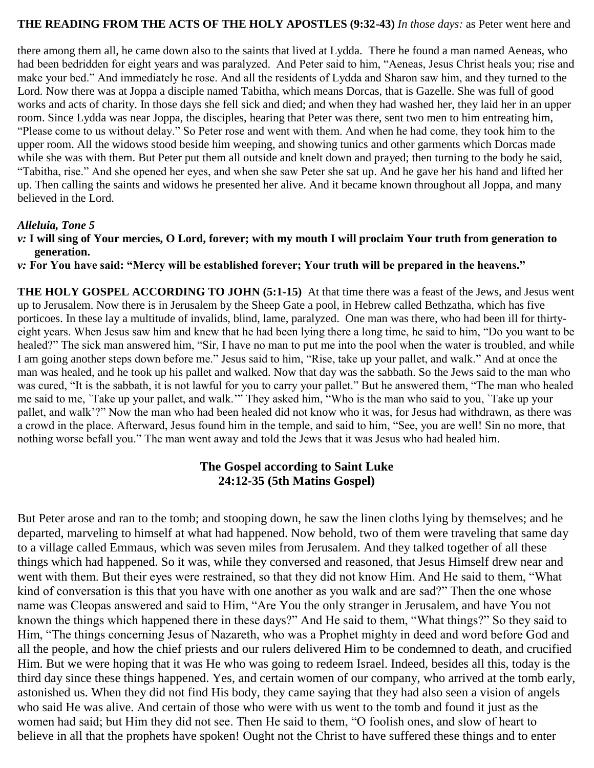**THE READING FROM THE ACTS OF THE HOLY APOSTLES (9:32-43)** *In those days:* as Peter went here and there among them all, he came down also to the saints that lived at Lydda. There he found a man named Aeneas, who had been bedridden for eight years and was paralyzed. And Peter said to him, "Aeneas, Jesus Christ heals you; rise and make your bed." And immediately he rose. And all the residents of Lydda and Sharon saw him, and they turned to the Lord. Now there was at Joppa a disciple named Tabitha, which means Dorcas, that is Gazelle. She was full of good works and acts of charity. In those days she fell sick and died; and when they had washed her, they laid her in an upper room. Since Lydda was near Joppa, the disciples, hearing that Peter was there, sent two men to him entreating him, "Please come to us without delay." So Peter rose and went with them. And when he had come, they took him to the upper room. All the widows stood beside him weeping, and showing tunics and other garments which Dorcas made while she was with them. But Peter put them all outside and knelt down and prayed; then turning to the body he said, "Tabitha, rise." And she opened her eyes, and when she saw Peter she sat up. And he gave her his hand and lifted her up. Then calling the saints and widows he presented her alive. And it became known throughout all Joppa, and many believed in the Lord.

***Alleluia, Tone 5***

***v:*** **I will sing of Your mercies, O Lord, forever; with my mouth I will proclaim Your truth from generation to generation.**

***v:*** **For You have said: "Mercy will be established forever; Your truth will be prepared in the heavens."**

**THE HOLY GOSPEL ACCORDING TO JOHN (5:1-15)** At that time there was a feast of the Jews, and Jesus went up to Jerusalem. Now there is in Jerusalem by the Sheep Gate a pool, in Hebrew called Bethzatha, which has five porticoes. In these lay a multitude of invalids, blind, lame, paralyzed. One man was there, who had been ill for thirty-eight years. When Jesus saw him and knew that he had been lying there a long time, he said to him, "Do you want to be healed?" The sick man answered him, "Sir, I have no man to put me into the pool when the water is troubled, and while I am going another steps down before me." Jesus said to him, "Rise, take up your pallet, and walk." And at once the man was healed, and he took up his pallet and walked. Now that day was the sabbath. So the Jews said to the man who was cured, "It is the sabbath, it is not lawful for you to carry your pallet." But he answered them, "The man who healed me said to me, `Take up your pallet, and walk.'" They asked him, "Who is the man who said to you, `Take up your pallet, and walk'?" Now the man who had been healed did not know who it was, for Jesus had withdrawn, as there was a crowd in the place. Afterward, Jesus found him in the temple, and said to him, "See, you are well! Sin no more, that nothing worse befall you." The man went away and told the Jews that it was Jesus who had healed him.

## The Gospel according to Saint Luke 24:12-35 (5th Matins Gospel)

But Peter arose and ran to the tomb; and stooping down, he saw the linen cloths lying by themselves; and he departed, marveling to himself at what had happened. Now behold, two of them were traveling that same day to a village called Emmaus, which was seven miles from Jerusalem. And they talked together of all these things which had happened. So it was, while they conversed and reasoned, that Jesus Himself drew near and went with them. But their eyes were restrained, so that they did not know Him. And He said to them, "What kind of conversation is this that you have with one another as you walk and are sad?" Then the one whose name was Cleopas answered and said to Him, "Are You the only stranger in Jerusalem, and have You not known the things which happened there in these days?" And He said to them, "What things?" So they said to Him, "The things concerning Jesus of Nazareth, who was a Prophet mighty in deed and word before God and all the people, and how the chief priests and our rulers delivered Him to be condemned to death, and crucified Him. But we were hoping that it was He who was going to redeem Israel. Indeed, besides all this, today is the third day since these things happened. Yes, and certain women of our company, who arrived at the tomb early, astonished us. When they did not find His body, they came saying that they had also seen a vision of angels who said He was alive. And certain of those who were with us went to the tomb and found it just as the women had said; but Him they did not see. Then He said to them, "O foolish ones, and slow of heart to believe in all that the prophets have spoken! Ought not the Christ to have suffered these things and to enter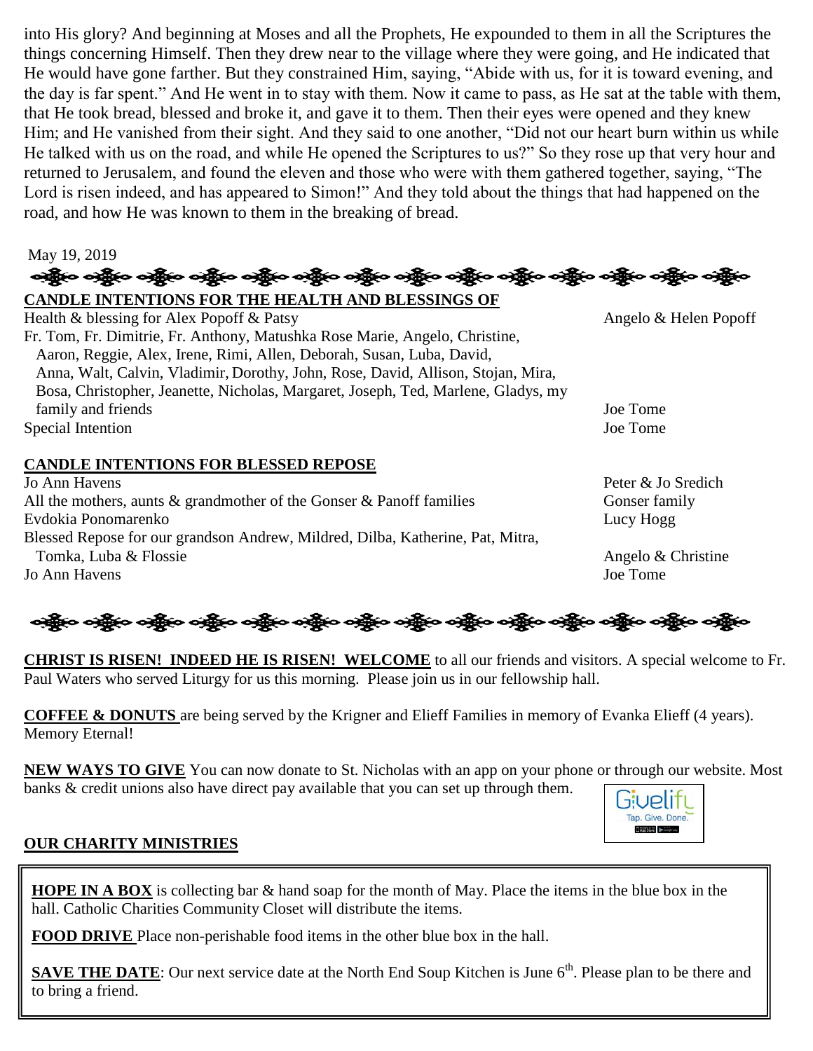into His glory? And beginning at Moses and all the Prophets, He expounded to them in all the Scriptures the things concerning Himself. Then they drew near to the village where they were going, and He indicated that He would have gone farther. But they constrained Him, saying, "Abide with us, for it is toward evening, and the day is far spent." And He went in to stay with them. Now it came to pass, as He sat at the table with them, that He took bread, blessed and broke it, and gave it to them. Then their eyes were opened and they knew Him; and He vanished from their sight. And they said to one another, "Did not our heart burn within us while He talked with us on the road, and while He opened the Scriptures to us?" So they rose up that very hour and returned to Jerusalem, and found the eleven and those who were with them gathered together, saying, "The Lord is risen indeed, and has appeared to Simon!" And they told about the things that had happened on the road, and how He was known to them in the breaking of bread.

May 19, 2019

**CANDLE INTENTIONS FOR THE HEALTH AND BLESSINGS OF**

| Intention | Requested by |
|---|---|
| Health & blessing for Alex Popoff & Patsy | Angelo & Helen Popoff |
| Fr. Tom, Fr. Dimitrie, Fr. Anthony, Matushka Rose Marie, Angelo, Christine, Aaron, Reggie, Alex, Irene, Rimi, Allen, Deborah, Susan, Luba, David, Anna, Walt, Calvin, Vladimir, Dorothy, John, Rose, David, Allison, Stojan, Mira, Bosa, Christopher, Jeanette, Nicholas, Margaret, Joseph, Ted, Marlene, Gladys, my family and friends | Joe Tome |
| Special Intention | Joe Tome |

**CANDLE INTENTIONS FOR BLESSED REPOSE**

| Intention | Requested by |
|---|---|
| Jo Ann Havens | Peter & Jo Sredich |
| All the mothers, aunts & grandmother of the Gonser & Panoff families | Gonser family |
| Evdokia Ponomarenko | Lucy Hogg |
| Blessed Repose for our grandson Andrew, Mildred, Dilba, Katherine, Pat, Mitra, Tomka, Luba & Flossie | Angelo & Christine |
| Jo Ann Havens | Joe Tome |

**CHRIST IS RISEN! INDEED HE IS RISEN! WELCOME** to all our friends and visitors. A special welcome to Fr. Paul Waters who served Liturgy for us this morning. Please join us in our fellowship hall.

**COFFEE & DONUTS** are being served by the Krigner and Elieff Families in memory of Evanka Elieff (4 years). Memory Eternal!

**NEW WAYS TO GIVE** You can now donate to St. Nicholas with an app on your phone or through our website. Most banks & credit unions also have direct pay available that you can set up through them.

Givelify Tap. Give. Done.

**OUR CHARITY MINISTRIES**

**HOPE IN A BOX** is collecting bar & hand soap for the month of May. Place the items in the blue box in the hall. Catholic Charities Community Closet will distribute the items.

**FOOD DRIVE** Place non-perishable food items in the other blue box in the hall.

**SAVE THE DATE**: Our next service date at the North End Soup Kitchen is June 6th. Please plan to be there and to bring a friend.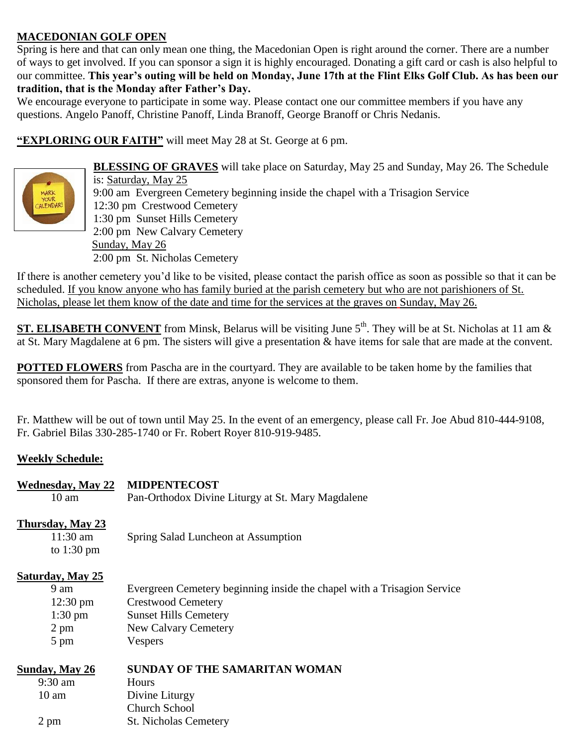**MACEDONIAN GOLF OPEN**

Spring is here and that can only mean one thing, the Macedonian Open is right around the corner. There are a number of ways to get involved. If you can sponsor a sign it is highly encouraged. Donating a gift card or cash is also helpful to our committee. **This year's outing will be held on Monday, June 17th at the Flint Elks Golf Club. As has been our tradition, that is the Monday after Father's Day.**

We encourage everyone to participate in some way. Please contact one our committee members if you have any questions. Angelo Panoff, Christine Panoff, Linda Branoff, George Branoff or Chris Nedanis.

**"EXPLORING OUR FAITH"** will meet May 28 at St. George at 6 pm.

**BLESSING OF GRAVES** will take place on Saturday, May 25 and Sunday, May 26. The Schedule is: Saturday, May 25

9:00 am Evergreen Cemetery beginning inside the chapel with a Trisagion Service
12:30 pm Crestwood Cemetery
1:30 pm Sunset Hills Cemetery
2:00 pm New Calvary Cemetery

Sunday, May 26

2:00 pm St. Nicholas Cemetery

If there is another cemetery you'd like to be visited, please contact the parish office as soon as possible so that it can be scheduled. If you know anyone who has family buried at the parish cemetery but who are not parishioners of St. Nicholas, please let them know of the date and time for the services at the graves on Sunday, May 26.

**ST. ELISABETH CONVENT** from Minsk, Belarus will be visiting June 5th. They will be at St. Nicholas at 11 am & at St. Mary Magdalene at 6 pm. The sisters will give a presentation & have items for sale that are made at the convent.

**POTTED FLOWERS** from Pascha are in the courtyard. They are available to be taken home by the families that sponsored them for Pascha. If there are extras, anyone is welcome to them.

Fr. Matthew will be out of town until May 25. In the event of an emergency, please call Fr. Joe Abud 810-444-9108, Fr. Gabriel Bilas 330-285-1740 or Fr. Robert Royer 810-919-9485.

**Weekly Schedule:**

**Wednesday, May 22** — **MIDPENTECOST**
10 am — Pan-Orthodox Divine Liturgy at St. Mary Magdalene

**Thursday, May 23**
11:30 am to 1:30 pm — Spring Salad Luncheon at Assumption

**Saturday, May 25**
9 am — Evergreen Cemetery beginning inside the chapel with a Trisagion Service
12:30 pm — Crestwood Cemetery
1:30 pm — Sunset Hills Cemetery
2 pm — New Calvary Cemetery
5 pm — Vespers

**Sunday, May 26** — **SUNDAY OF THE SAMARITAN WOMAN**
9:30 am — Hours
10 am — Divine Liturgy
Church School
2 pm — St. Nicholas Cemetery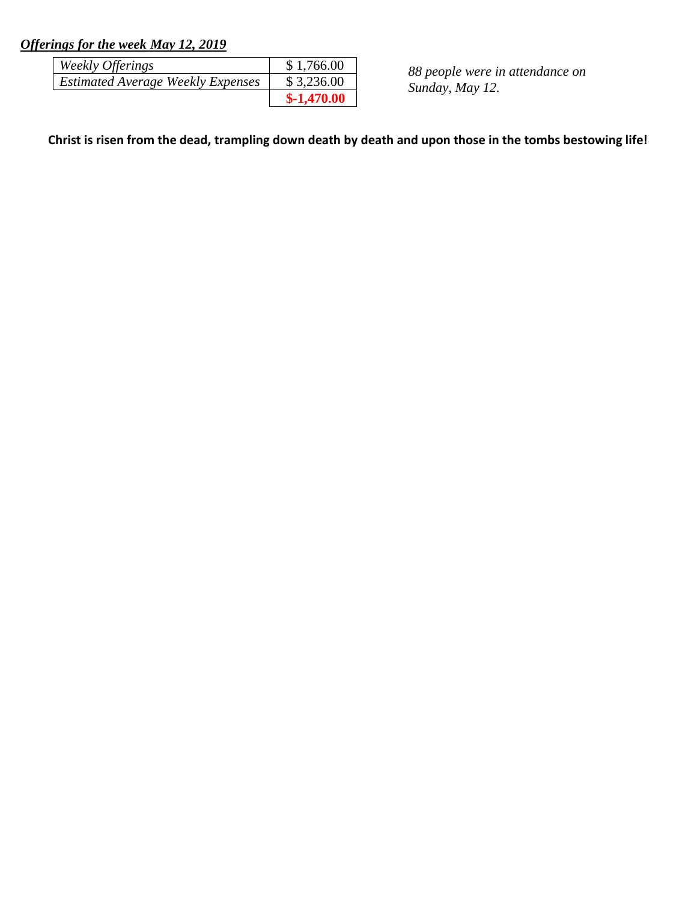***Offerings for the week May 12, 2019***

| | |
|---|---|
| *Weekly Offerings* | $ 1,766.00 |
| *Estimated Average Weekly Expenses* | $ 3,236.00 |
| | **$-1,470.00** |

*88 people were in attendance on Sunday, May 12.*

**Christ is risen from the dead, trampling down death by death and upon those in the tombs bestowing life!**